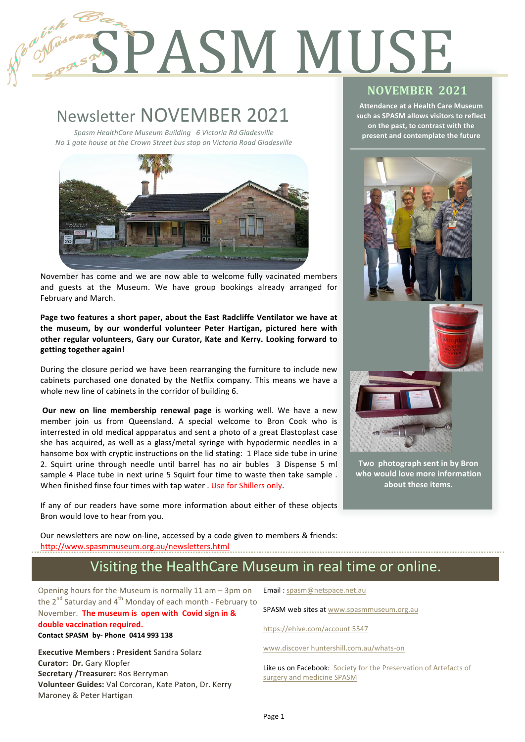# SPASM MUSE

## Newsletter NOVEMBER 2021

*Spasm HealthCare Museum Building 6 Victoria Rd Gladesville*
*No 1 gate house at the Crown Street bus stop on Victoria Road Gladesville*

November has come and we are now able to welcome fully vacinated members and guests at the Museum. We have group bookings already arranged for February and March.

**Page two features a short paper, about the East Radcliffe Ventilator we have at the museum, by our wonderful volunteer Peter Hartigan, pictured here with other regular volunteers, Gary our Curator, Kate and Kerry. Looking forward to getting together again!**

During the closure period we have been rearranging the furniture to include new cabinets purchased one donated by the Netflix company. This means we have a whole new line of cabinets in the corridor of building 6.

**Our new on line membership renewal page** is working well. We have a new member join us from Queensland. A special welcome to Bron Cook who is interrested in old medical appparatus and sent a photo of a great Elastoplast case she has acquired, as well as a glass/metal syringe with hypodermic needles in a hansome box with cryptic instructions on the lid stating: 1 Place side tube in urine 2. Squirt urine through needle until barrel has no air bubles 3 Dispense 5 ml sample 4 Place tube in next urine 5 Squirt four time to waste then take sample . When finished finse four times with tap water . Use for Shillers only.

If any of our readers have some more information about either of these objects Bron would love to hear from you.

Our newsletters are now on-line, accessed by a code given to members & friends: http://www.spasmmuseum.org.au/newsletters.html

## NOVEMBER 2021

**Attendance at a Health Care Museum such as SPASM allows visitors to reflect on the past, to contrast with the present and contemplate the future**

**Two photograph sent in by Bron who would love more information about these items.**

## Visiting the HealthCare Museum in real time or online.

Opening hours for the Museum is normally 11 am – 3pm on the 2nd Saturday and 4th Monday of each month - February to November. **The museum is open with Covid sign in & double vaccination required.**

**Contact SPASM by- Phone 0414 993 138**

**Executive Members : President** Sandra Solarz
**Curator: Dr.** Gary Klopfer
**Secretary /Treasurer:** Ros Berryman
**Volunteer Guides:** Val Corcoran, Kate Paton, Dr. Kerry Maroney & Peter Hartigan

Email : spasm@netspace.net.au

SPASM web sites at www.spasmmuseum.org.au

https://ehive.com/account 5547

www.discover huntershill.com.au/whats-on

Like us on Facebook: Society for the Preservation of Artefacts of surgery and medicine SPASM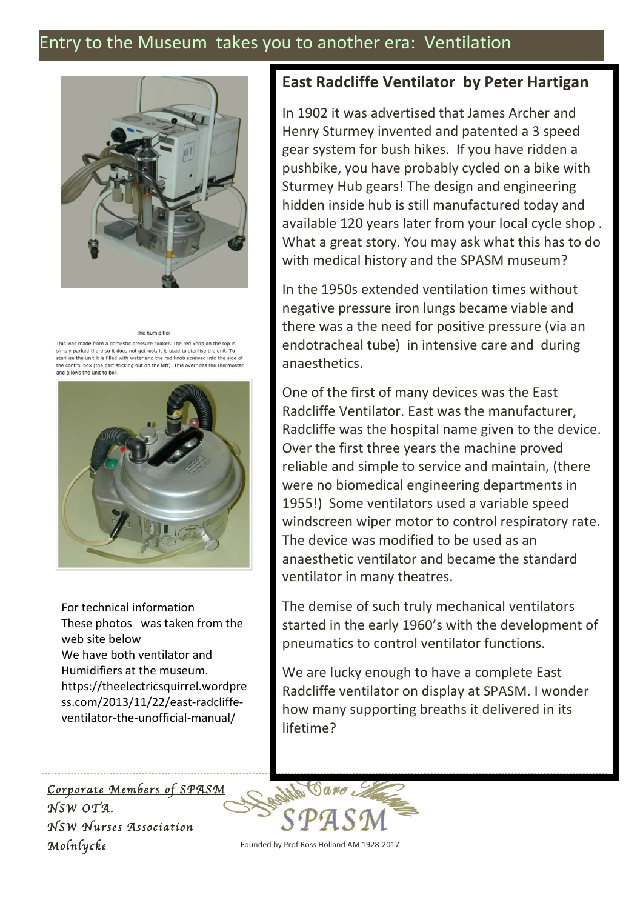# Entry to the Museum takes you to another era: Ventilation

The humidifier

This was made from a domestic pressure cooker. The red knob on the top is simply parked there so it does not get lost, it is used to sterilise the unit. To sterilise the unit it is filled with water and the red knob screwed into the side of the control box (the part sticking out on the left). This overrides the thermostat and allows the unit to boil.

For technical information
These photos was taken from the web site below
We have both ventilator and Humidifiers at the museum.
https://theelectricsquirrel.wordpress.com/2013/11/22/east-radcliffe-ventilator-the-unofficial-manual/

## East Radcliffe Ventilator by Peter Hartigan

In 1902 it was advertised that James Archer and Henry Sturmey invented and patented a 3 speed gear system for bush hikes. If you have ridden a pushbike, you have probably cycled on a bike with Sturmey Hub gears! The design and engineering hidden inside hub is still manufactured today and available 120 years later from your local cycle shop . What a great story. You may ask what this has to do with medical history and the SPASM museum?

In the 1950s extended ventilation times without negative pressure iron lungs became viable and there was a the need for positive pressure (via an endotracheal tube) in intensive care and during anaesthetics.

One of the first of many devices was the East Radcliffe Ventilator. East was the manufacturer, Radcliffe was the hospital name given to the device. Over the first three years the machine proved reliable and simple to service and maintain, (there were no biomedical engineering departments in 1955!) Some ventilators used a variable speed windscreen wiper motor to control respiratory rate. The device was modified to be used as an anaesthetic ventilator and became the standard ventilator in many theatres.

The demise of such truly mechanical ventilators started in the early 1960's with the development of pneumatics to control ventilator functions.

We are lucky enough to have a complete East Radcliffe ventilator on display at SPASM. I wonder how many supporting breaths it delivered in its lifetime?

*Corporate Members of SPASM*
*NSW OTA.*
*NSW Nurses Association*
*Molnlycke*

Health Care Museum
SPASM

Founded by Prof Ross Holland AM 1928-2017